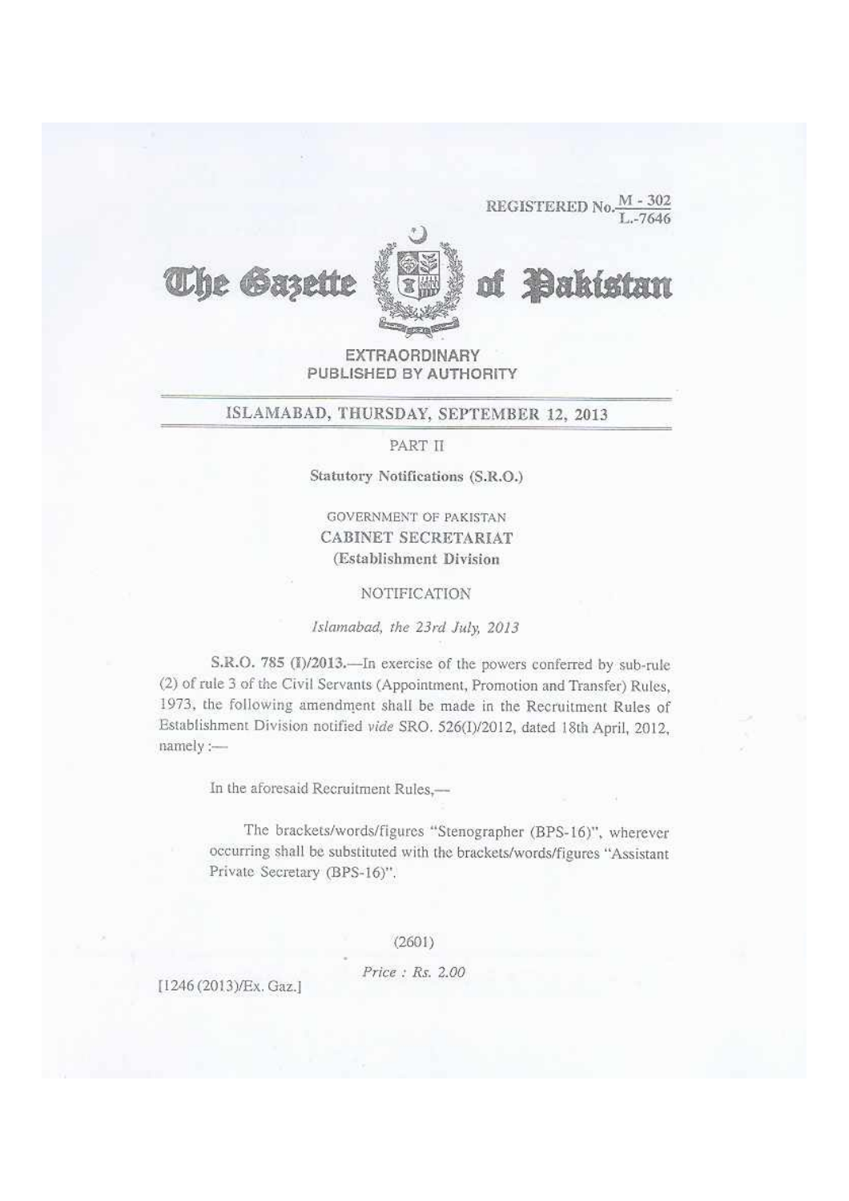REGISTERED No. M - 302 / L.-7646

# The Gazette of Pakistan

**EXTRAORDINARY**
**PUBLISHED BY AUTHORITY**

## ISLAMABAD, THURSDAY, SEPTEMBER 12, 2013

PART II

**Statutory Notifications (S.R.O.)**

GOVERNMENT OF PAKISTAN
**CABINET SECRETARIAT**
**(Establishment Division**

NOTIFICATION

*Islamabad, the 23rd July, 2013*

**S.R.O. 785 (I)/2013.**—In exercise of the powers conferred by sub-rule (2) of rule 3 of the Civil Servants (Appointment, Promotion and Transfer) Rules, 1973, the following amendment shall be made in the Recruitment Rules of Establishment Division notified *vide* SRO. 526(I)/2012, dated 18th April, 2012, namely :—

In the aforesaid Recruitment Rules,—

The brackets/words/figures "Stenographer (BPS-16)", wherever occurring shall be substituted with the brackets/words/figures "Assistant Private Secretary (BPS-16)".

(2601)

*Price : Rs. 2.00*

[1246 (2013)/Ex. Gaz.]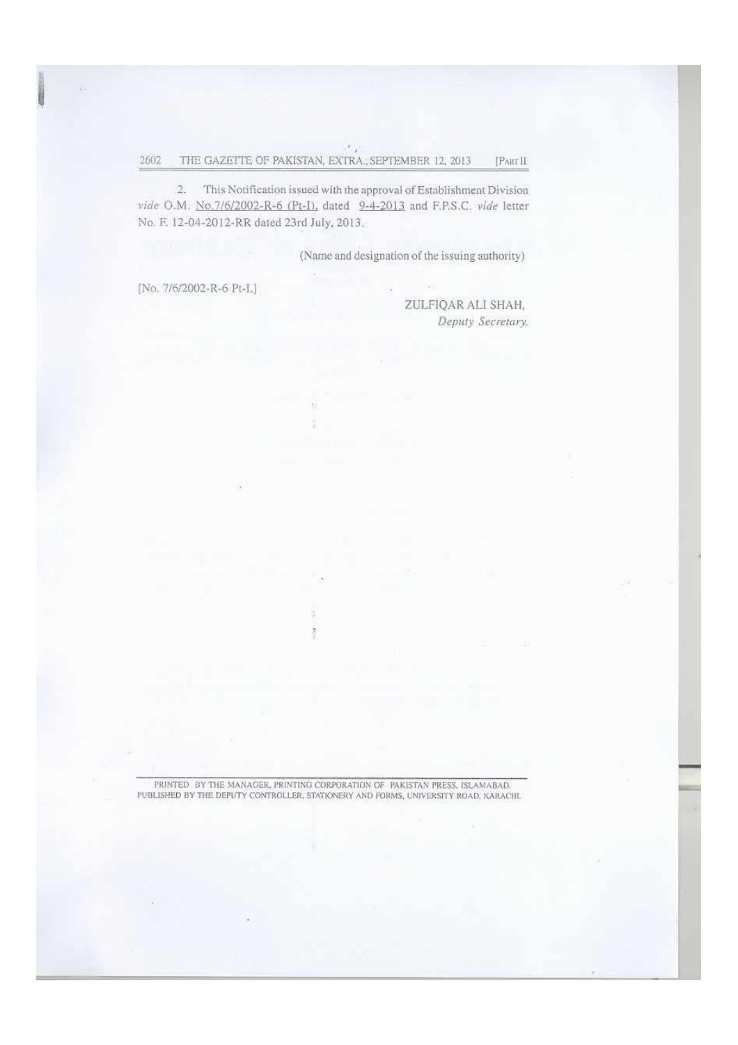2. This Notification issued with the approval of Establishment Division *vide* O.M. No.7/6/2002-R-6 (Pt-I), dated 9-4-2013 and F.P.S.C. *vide* letter No. F. 12-04-2012-RR dated 23rd July, 2013.

(Name and designation of the issuing authority)

[No. 7/6/2002-R-6 Pt-I.]

ZULFIQAR ALI SHAH,
*Deputy Secretary.*

PRINTED BY THE MANAGER, PRINTING CORPORATION OF PAKISTAN PRESS, ISLAMABAD.
PUBLISHED BY THE DEPUTY CONTROLLER, STATIONERY AND FORMS, UNIVERSITY ROAD, KARACHI.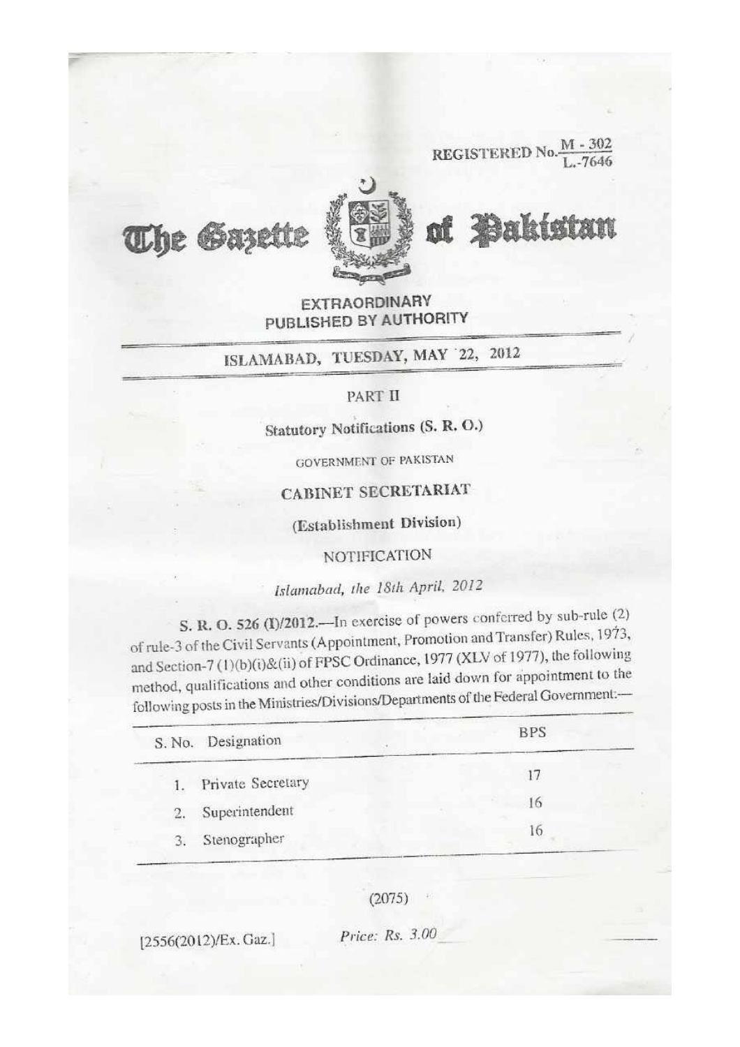REGISTERED No. M - 302 / L.-7646

# The Gazette of Pakistan

**EXTRAORDINARY**
**PUBLISHED BY AUTHORITY**

## ISLAMABAD, TUESDAY, MAY 22, 2012

PART II

**Statutory Notifications (S. R. O.)**

GOVERNMENT OF PAKISTAN

**CABINET SECRETARIAT**

**(Establishment Division)**

NOTIFICATION

*Islamabad, the 18th April, 2012*

**S. R. O. 526 (I)/2012.**—In exercise of powers conferred by sub-rule (2) of rule-3 of the Civil Servants (Appointment, Promotion and Transfer) Rules, 1973, and Section-7 (1)(b)(i)&(ii) of FPSC Ordinance, 1977 (XLV of 1977), the following method, qualifications and other conditions are laid down for appointment to the following posts in the Ministries/Divisions/Departments of the Federal Government:—

| S. No. | Designation | BPS |
|---|---|---|
| 1. | Private Secretary | 17 |
| 2. | Superintendent | 16 |
| 3. | Stenographer | 16 |

(2075)

[2556(2012)/Ex. Gaz.] *Price: Rs. 3.00*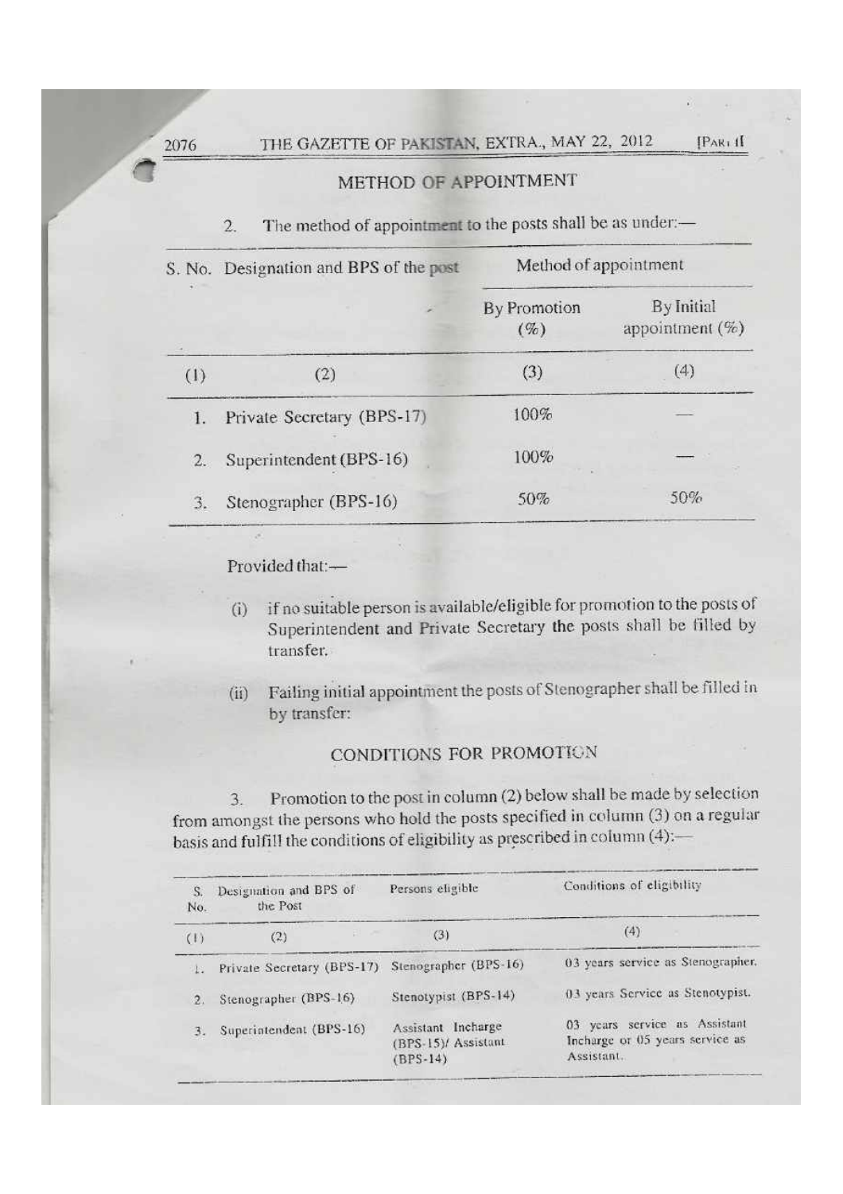## METHOD OF APPOINTMENT

2. The method of appointment to the posts shall be as under:—

| S. No. | Designation and BPS of the post | Method of appointment | |
|---|---|---|---|
| | | By Promotion (%) | By Initial appointment (%) |
| (1) | (2) | (3) | (4) |
| 1. | Private Secretary (BPS-17) | 100% | — |
| 2. | Superintendent (BPS-16) | 100% | — |
| 3. | Stenographer (BPS-16) | 50% | 50% |

Provided that:—

(i) if no suitable person is available/eligible for promotion to the posts of Superintendent and Private Secretary the posts shall be filled by transfer.

(ii) Failing initial appointment the posts of Stenographer shall be filled in by transfer:

## CONDITIONS FOR PROMOTION

3. Promotion to the post in column (2) below shall be made by selection from amongst the persons who hold the posts specified in column (3) on a regular basis and fulfill the conditions of eligibility as prescribed in column (4):—

| S. No. | Designation and BPS of the Post | Persons eligible | Conditions of eligibility |
|---|---|---|---|
| (1) | (2) | (3) | (4) |
| 1. | Private Secretary (BPS-17) | Stenographer (BPS-16) | 03 years service as Stenographer. |
| 2. | Stenographer (BPS-16) | Stenotypist (BPS-14) | 03 years Service as Stenotypist. |
| 3. | Superintendent (BPS-16) | Assistant Incharge (BPS-15)/ Assistant (BPS-14) | 03 years service as Assistant Incharge or 05 years service as Assistant. |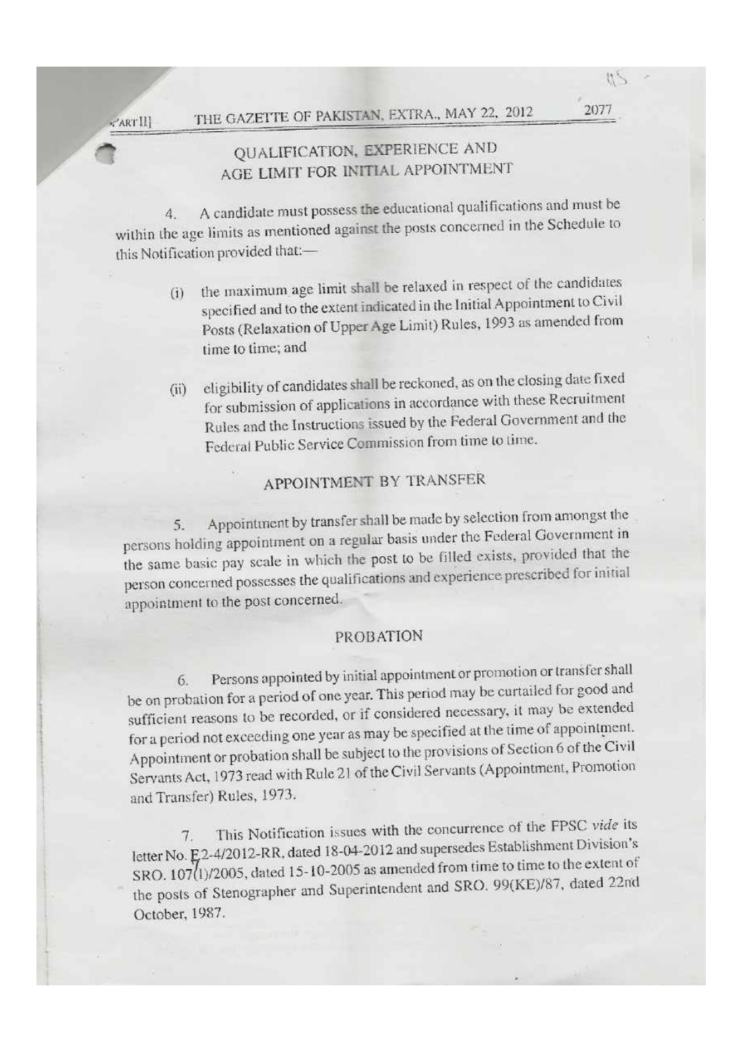## QUALIFICATION, EXPERIENCE AND AGE LIMIT FOR INITIAL APPOINTMENT

4. A candidate must possess the educational qualifications and must be within the age limits as mentioned against the posts concerned in the Schedule to this Notification provided that:—

(i) the maximum age limit shall be relaxed in respect of the candidates specified and to the extent indicated in the Initial Appointment to Civil Posts (Relaxation of Upper Age Limit) Rules, 1993 as amended from time to time; and

(ii) eligibility of candidates shall be reckoned, as on the closing date fixed for submission of applications in accordance with these Recruitment Rules and the Instructions issued by the Federal Government and the Federal Public Service Commission from time to time.

## APPOINTMENT BY TRANSFER

5. Appointment by transfer shall be made by selection from amongst the persons holding appointment on a regular basis under the Federal Government in the same basic pay scale in which the post to be filled exists, provided that the person concerned possesses the qualifications and experience prescribed for initial appointment to the post concerned.

## PROBATION

6. Persons appointed by initial appointment or promotion or transfer shall be on probation for a period of one year. This period may be curtailed for good and sufficient reasons to be recorded, or if considered necessary, it may be extended for a period not exceeding one year as may be specified at the time of appointment. Appointment or probation shall be subject to the provisions of Section 6 of the Civil Servants Act, 1973 read with Rule 21 of the Civil Servants (Appointment, Promotion and Transfer) Rules, 1973.

7. This Notification issues with the concurrence of the FPSC *vide* its letter No. F2-4/2012-RR, dated 18-04-2012 and supersedes Establishment Division's SRO. 107(1)/2005, dated 15-10-2005 as amended from time to time to the extent of the posts of Stenographer and Superintendent and SRO. 99(KE)/87, dated 22nd October, 1987.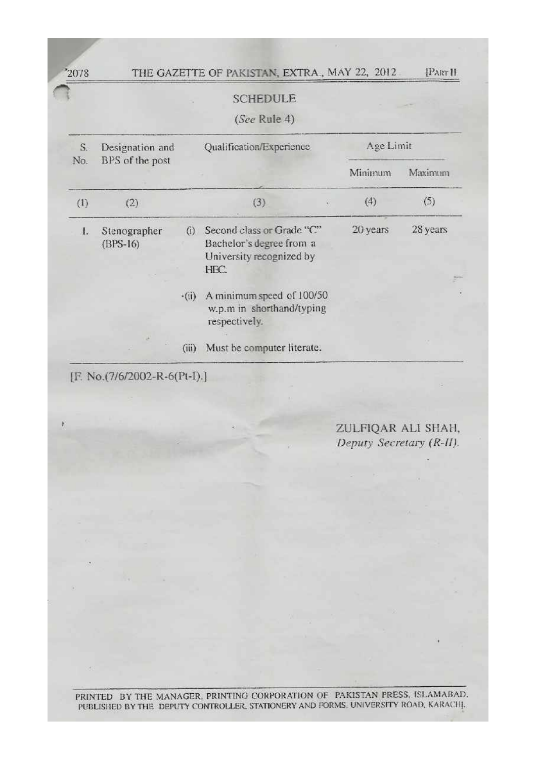## SCHEDULE

(*See* Rule 4)

| S. No. | Designation and BPS of the post | Qualification/Experience | Age Limit | |
|---|---|---|---|---|
| | | | Minimum | Maximum |
| (1) | (2) | (3) | (4) | (5) |
| 1. | Stenographer (BPS-16) | (i) Second class or Grade "C" Bachelor's degree from a University recognized by HEC.<br>(ii) A minimum speed of 100/50 w.p.m in shorthand/typing respectively.<br>(iii) Must be computer literate. | 20 years | 28 years |

[F. No.(7/6/2002-R-6(Pt-I).]

ZULFIQAR ALI SHAH,
*Deputy Secretary (R-II).*

PRINTED BY THE MANAGER, PRINTING CORPORATION OF PAKISTAN PRESS, ISLAMABAD.
PUBLISHED BY THE DEPUTY CONTROLLER, STATIONERY AND FORMS, UNIVERSITY ROAD, KARACHI.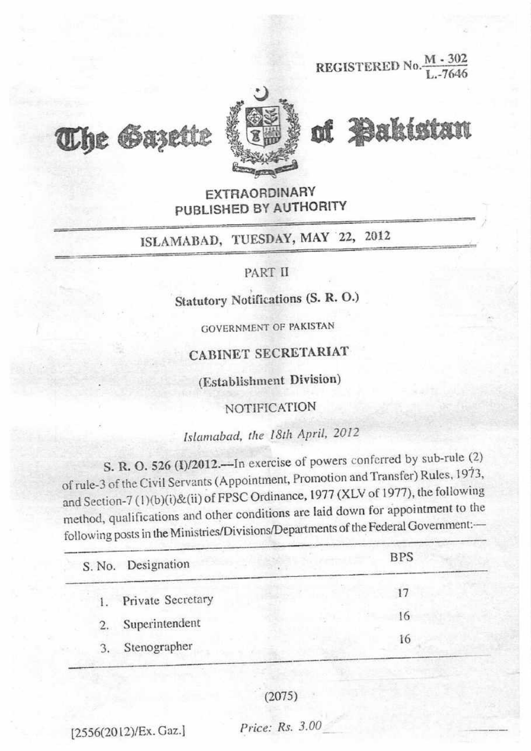REGISTERED No. M - 302 / L.-7646

# The Gazette of Pakistan

**EXTRAORDINARY**
**PUBLISHED BY AUTHORITY**

## ISLAMABAD, TUESDAY, MAY 22, 2012

PART II

**Statutory Notifications (S. R. O.)**

GOVERNMENT OF PAKISTAN

**CABINET SECRETARIAT**

**(Establishment Division)**

NOTIFICATION

*Islamabad, the 18th April, 2012*

**S. R. O. 526 (I)/2012.**—In exercise of powers conferred by sub-rule (2) of rule-3 of the Civil Servants (Appointment, Promotion and Transfer) Rules, 1973, and Section-7 (1)(b)(i)&(ii) of FPSC Ordinance, 1977 (XLV of 1977), the following method, qualifications and other conditions are laid down for appointment to the following posts in the Ministries/Divisions/Departments of the Federal Government:—

| S. No. | Designation | BPS |
|---|---|---|
| 1. | Private Secretary | 17 |
| 2. | Superintendent | 16 |
| 3. | Stenographer | 16 |

(2075)

[2556(2012)/Ex. Gaz.] *Price: Rs. 3.00*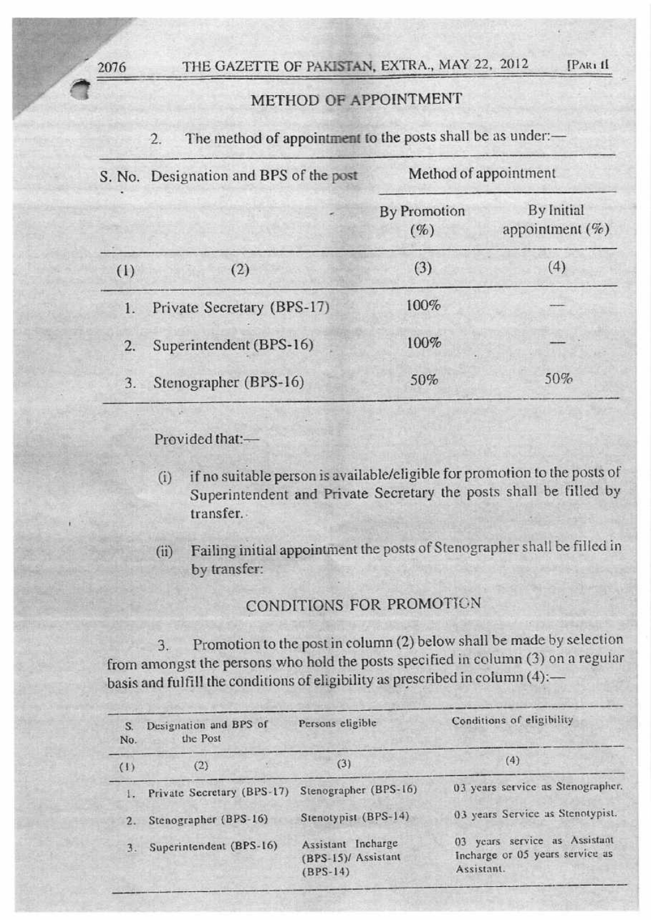## METHOD OF APPOINTMENT

2. The method of appointment to the posts shall be as under:—

| S. No. | Designation and BPS of the post | Method of appointment | |
|---|---|---|---|
| | | By Promotion (%) | By Initial appointment (%) |
| (1) | (2) | (3) | (4) |
| 1. | Private Secretary (BPS-17) | 100% | — |
| 2. | Superintendent (BPS-16) | 100% | — |
| 3. | Stenographer (BPS-16) | 50% | 50% |

Provided that:—

(i) if no suitable person is available/eligible for promotion to the posts of Superintendent and Private Secretary the posts shall be filled by transfer.

(ii) Failing initial appointment the posts of Stenographer shall be filled in by transfer:

## CONDITIONS FOR PROMOTION

3. Promotion to the post in column (2) below shall be made by selection from amongst the persons who hold the posts specified in column (3) on a regular basis and fulfill the conditions of eligibility as prescribed in column (4):—

| S. No. | Designation and BPS of the Post | Persons eligible | Conditions of eligibility |
|---|---|---|---|
| (1) | (2) | (3) | (4) |
| 1. | Private Secretary (BPS-17) | Stenographer (BPS-16) | 03 years service as Stenographer. |
| 2. | Stenographer (BPS-16) | Stenotypist (BPS-14) | 03 years Service as Stenotypist. |
| 3. | Superintendent (BPS-16) | Assistant Incharge (BPS-15)/ Assistant (BPS-14) | 03 years service as Assistant Incharge or 05 years service as Assistant. |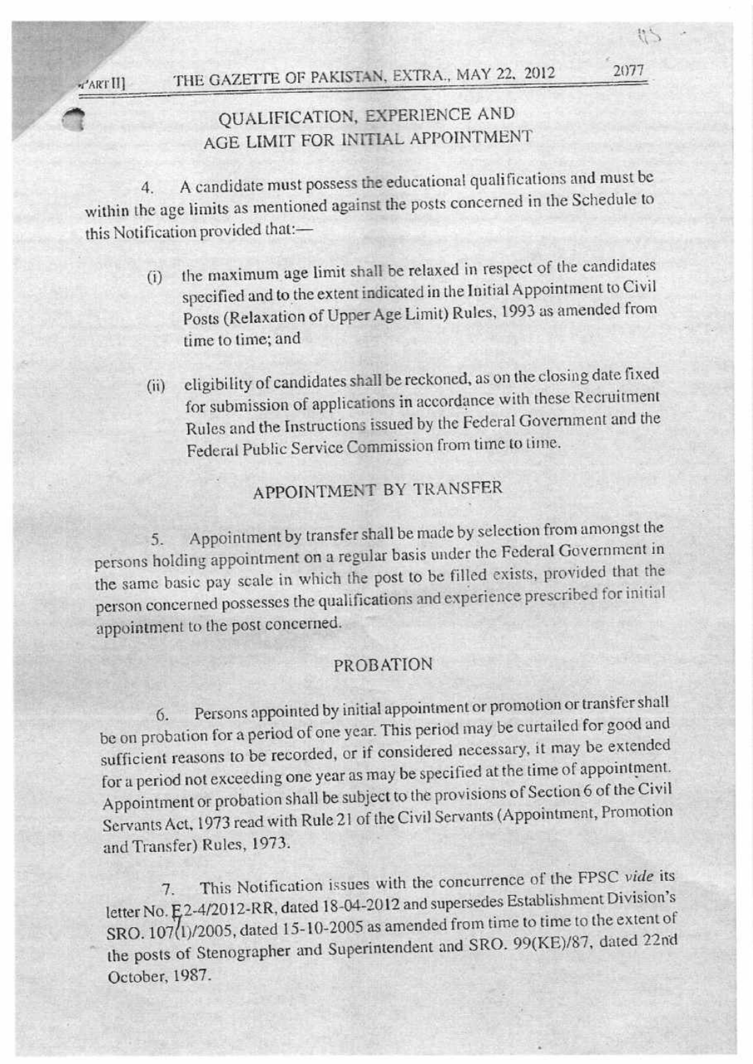## QUALIFICATION, EXPERIENCE AND AGE LIMIT FOR INITIAL APPOINTMENT

4. A candidate must possess the educational qualifications and must be within the age limits as mentioned against the posts concerned in the Schedule to this Notification provided that:—

   (i) the maximum age limit shall be relaxed in respect of the candidates specified and to the extent indicated in the Initial Appointment to Civil Posts (Relaxation of Upper Age Limit) Rules, 1993 as amended from time to time; and

   (ii) eligibility of candidates shall be reckoned, as on the closing date fixed for submission of applications in accordance with these Recruitment Rules and the Instructions issued by the Federal Government and the Federal Public Service Commission from time to time.

## APPOINTMENT BY TRANSFER

5. Appointment by transfer shall be made by selection from amongst the persons holding appointment on a regular basis under the Federal Government in the same basic pay scale in which the post to be filled exists, provided that the person concerned possesses the qualifications and experience prescribed for initial appointment to the post concerned.

## PROBATION

6. Persons appointed by initial appointment or promotion or transfer shall be on probation for a period of one year. This period may be curtailed for good and sufficient reasons to be recorded, or if considered necessary, it may be extended for a period not exceeding one year as may be specified at the time of appointment. Appointment or probation shall be subject to the provisions of Section 6 of the Civil Servants Act, 1973 read with Rule 21 of the Civil Servants (Appointment, Promotion and Transfer) Rules, 1973.

7. This Notification issues with the concurrence of the FPSC *vide* its letter No. F.2-4/2012-RR, dated 18-04-2012 and supersedes Establishment Division's SRO. 107(1)/2005, dated 15-10-2005 as amended from time to time to the extent of the posts of Stenographer and Superintendent and SRO. 99(KE)/87, dated 22nd October, 1987.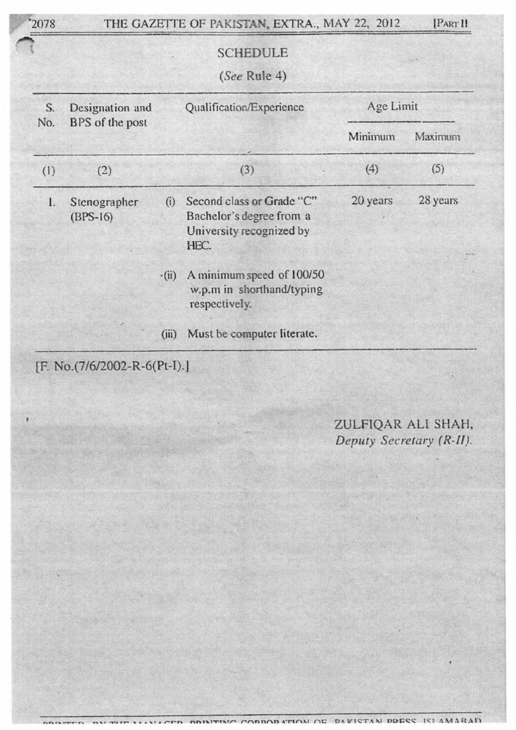# SCHEDULE

(*See* Rule 4)

| S. No. | Designation and BPS of the post | Qualification/Experience | Age Limit | |
|---|---|---|---|---|
| | | | Minimum | Maximum |
| (1) | (2) | (3) | (4) | (5) |
| 1. | Stenographer (BPS-16) | (i) Second class or Grade "C" Bachelor's degree from a University recognized by HEC.<br>(ii) A minimum speed of 100/50 w.p.m in shorthand/typing respectively.<br>(iii) Must be computer literate. | 20 years | 28 years |

[F. No.(7/6/2002-R-6(Pt-I).]

ZULFIQAR ALI SHAH,
*Deputy Secretary (R-II).*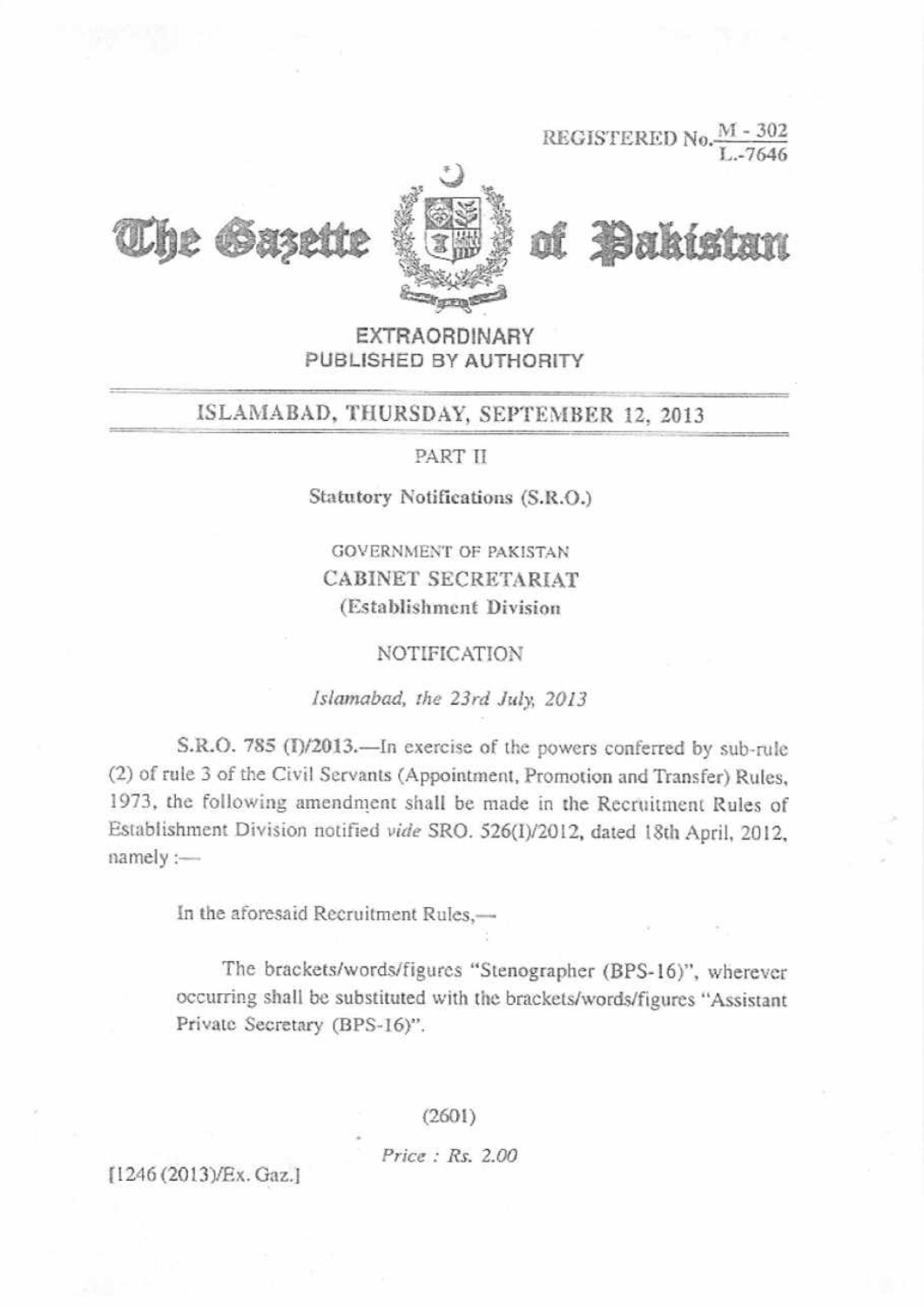REGISTERED No. M - 302 / L.-7646

# The Gazette of Pakistan

**EXTRAORDINARY**
**PUBLISHED BY AUTHORITY**

## ISLAMABAD, THURSDAY, SEPTEMBER 12, 2013

PART II

**Statutory Notifications (S.R.O.)**

GOVERNMENT OF PAKISTAN
CABINET SECRETARIAT
(Establishment Division

NOTIFICATION

*Islamabad, the 23rd July, 2013*

S.R.O. 785 (I)/2013.—In exercise of the powers conferred by sub-rule (2) of rule 3 of the Civil Servants (Appointment, Promotion and Transfer) Rules, 1973, the following amendment shall be made in the Recruitment Rules of Establishment Division notified *vide* SRO. 526(I)/2012, dated 18th April, 2012, namely :—

In the aforesaid Recruitment Rules,—

The brackets/words/figures "Stenographer (BPS-16)", wherever occurring shall be substituted with the brackets/words/figures "Assistant Private Secretary (BPS-16)".

(2601)

*Price : Rs. 2.00*

[1246 (2013)/Ex. Gaz.]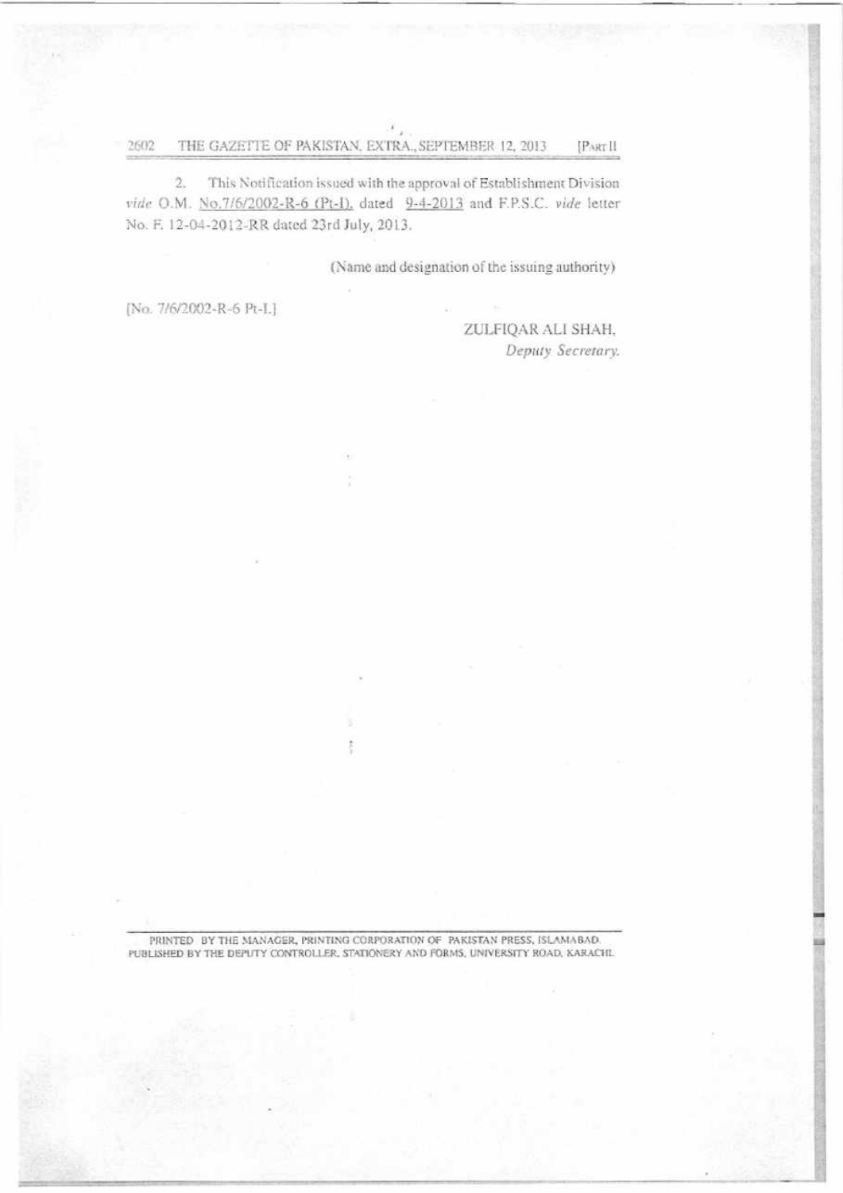2. This Notification issued with the approval of Establishment Division *vide* O.M. No.7/6/2002-R-6 (Pt-I), dated 9-4-2013 and F.P.S.C. *vide* letter No. F. 12-04-2012-RR dated 23rd July, 2013.

(Name and designation of the issuing authority)

[No. 7/6/2002-R-6 Pt-I.]

ZULFIQAR ALI SHAH,
*Deputy Secretary.*

PRINTED BY THE MANAGER, PRINTING CORPORATION OF PAKISTAN PRESS, ISLAMABAD.
PUBLISHED BY THE DEPUTY CONTROLLER, STATIONERY AND FORMS, UNIVERSITY ROAD, KARACHI.